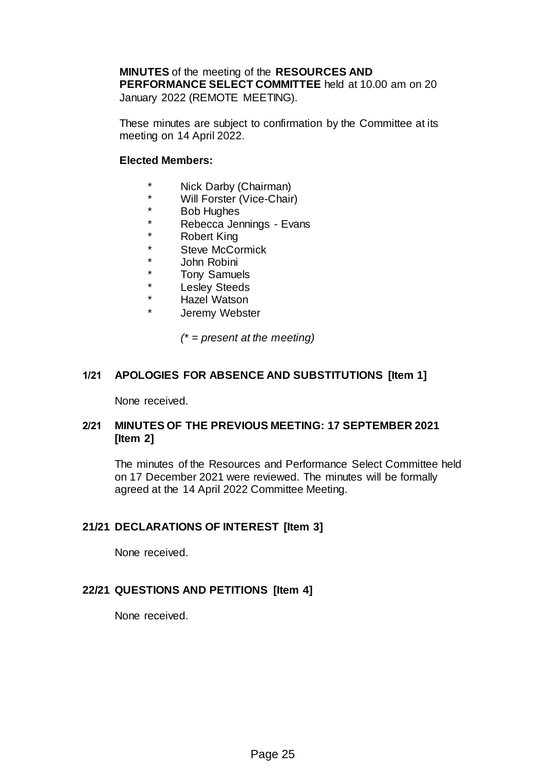**MINUTES** of the meeting of the **RESOURCES AND PERFORMANCE SELECT COMMITTEE** held at 10.00 am on 20 January 2022 (REMOTE MEETING).

These minutes are subject to confirmation by the Committee at its meeting on 14 April 2022.

**Elected Members:**

- \* Nick Darby (Chairman)
- \* Will Forster (Vice-Chair)
- \* Bob Hughes
- \* Rebecca Jennings - Evans
- \* Robert King
- \* Steve McCormick
- \* John Robini
- \* Tony Samuels
- \* Lesley Steeds
- \* Hazel Watson
- \* Jeremy Webster

*(\* = present at the meeting)*

## 1/21 APOLOGIES FOR ABSENCE AND SUBSTITUTIONS [Item 1]

None received.

## 2/21 MINUTES OF THE PREVIOUS MEETING: 17 SEPTEMBER 2021 [Item 2]

The minutes of the Resources and Performance Select Committee held on 17 December 2021 were reviewed. The minutes will be formally agreed at the 14 April 2022 Committee Meeting.

## 21/21 DECLARATIONS OF INTEREST [Item 3]

None received.

## 22/21 QUESTIONS AND PETITIONS [Item 4]

None received.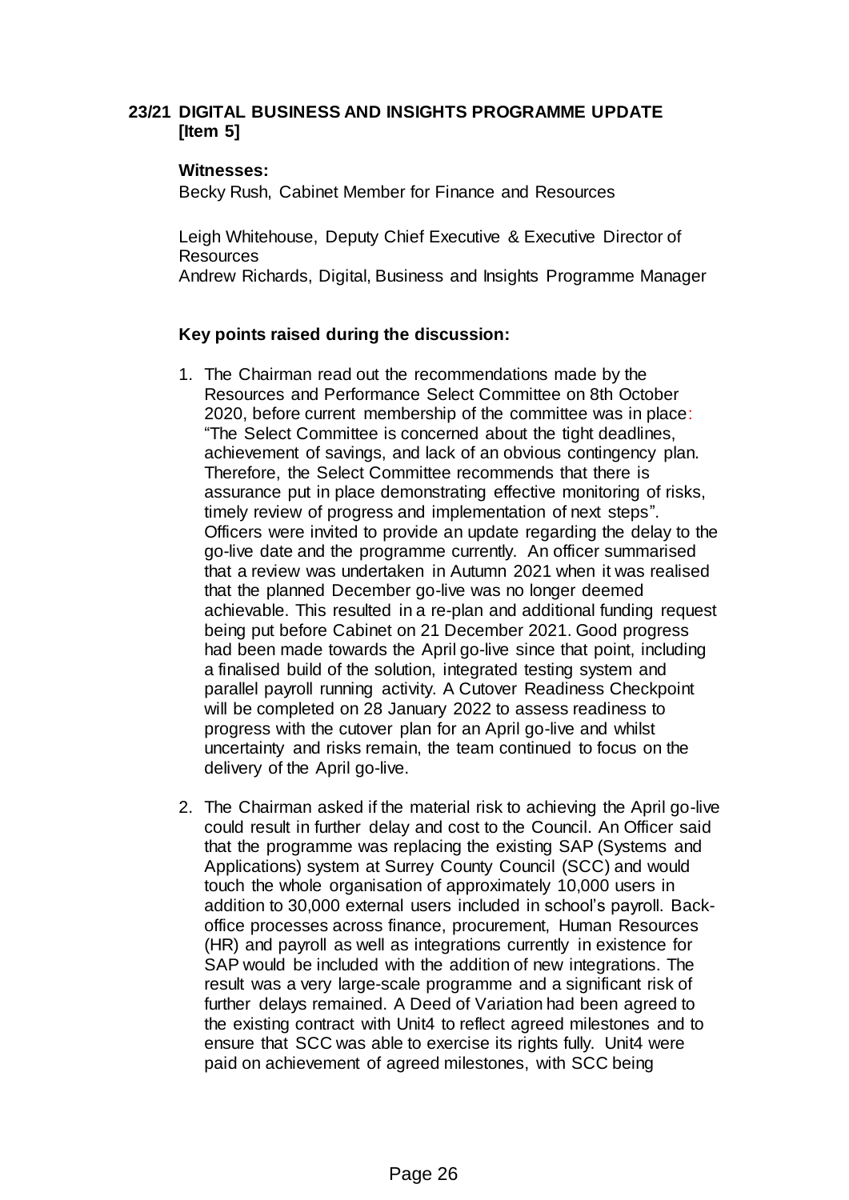## 23/21 DIGITAL BUSINESS AND INSIGHTS PROGRAMME UPDATE [Item 5]

**Witnesses:**

Becky Rush, Cabinet Member for Finance and Resources

Leigh Whitehouse, Deputy Chief Executive & Executive Director of Resources
Andrew Richards, Digital, Business and Insights Programme Manager

**Key points raised during the discussion:**

1. The Chairman read out the recommendations made by the Resources and Performance Select Committee on 8th October 2020, before current membership of the committee was in place: "The Select Committee is concerned about the tight deadlines, achievement of savings, and lack of an obvious contingency plan. Therefore, the Select Committee recommends that there is assurance put in place demonstrating effective monitoring of risks, timely review of progress and implementation of next steps". Officers were invited to provide an update regarding the delay to the go-live date and the programme currently. An officer summarised that a review was undertaken in Autumn 2021 when it was realised that the planned December go-live was no longer deemed achievable. This resulted in a re-plan and additional funding request being put before Cabinet on 21 December 2021. Good progress had been made towards the April go-live since that point, including a finalised build of the solution, integrated testing system and parallel payroll running activity. A Cutover Readiness Checkpoint will be completed on 28 January 2022 to assess readiness to progress with the cutover plan for an April go-live and whilst uncertainty and risks remain, the team continued to focus on the delivery of the April go-live.

2. The Chairman asked if the material risk to achieving the April go-live could result in further delay and cost to the Council. An Officer said that the programme was replacing the existing SAP (Systems and Applications) system at Surrey County Council (SCC) and would touch the whole organisation of approximately 10,000 users in addition to 30,000 external users included in school's payroll. Back-office processes across finance, procurement, Human Resources (HR) and payroll as well as integrations currently in existence for SAP would be included with the addition of new integrations. The result was a very large-scale programme and a significant risk of further delays remained. A Deed of Variation had been agreed to the existing contract with Unit4 to reflect agreed milestones and to ensure that SCC was able to exercise its rights fully. Unit4 were paid on achievement of agreed milestones, with SCC being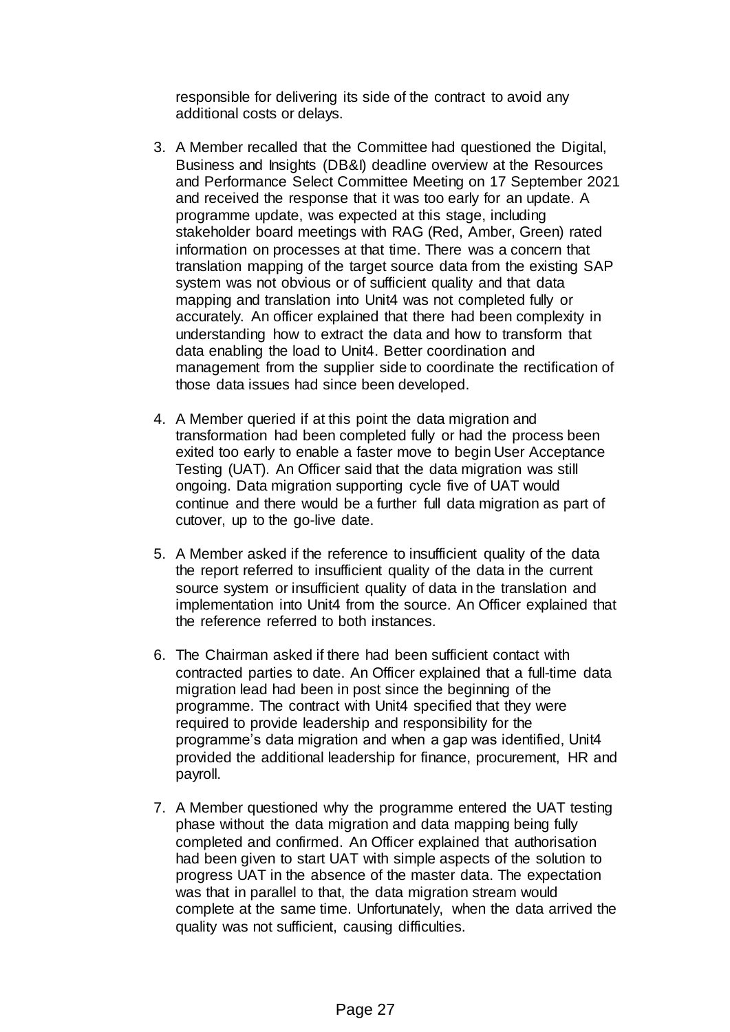responsible for delivering its side of the contract to avoid any additional costs or delays.

3. A Member recalled that the Committee had questioned the Digital, Business and Insights (DB&I) deadline overview at the Resources and Performance Select Committee Meeting on 17 September 2021 and received the response that it was too early for an update. A programme update, was expected at this stage, including stakeholder board meetings with RAG (Red, Amber, Green) rated information on processes at that time. There was a concern that translation mapping of the target source data from the existing SAP system was not obvious or of sufficient quality and that data mapping and translation into Unit4 was not completed fully or accurately. An officer explained that there had been complexity in understanding how to extract the data and how to transform that data enabling the load to Unit4. Better coordination and management from the supplier side to coordinate the rectification of those data issues had since been developed.

4. A Member queried if at this point the data migration and transformation had been completed fully or had the process been exited too early to enable a faster move to begin User Acceptance Testing (UAT). An Officer said that the data migration was still ongoing. Data migration supporting cycle five of UAT would continue and there would be a further full data migration as part of cutover, up to the go-live date.

5. A Member asked if the reference to insufficient quality of the data the report referred to insufficient quality of the data in the current source system or insufficient quality of data in the translation and implementation into Unit4 from the source. An Officer explained that the reference referred to both instances.

6. The Chairman asked if there had been sufficient contact with contracted parties to date. An Officer explained that a full-time data migration lead had been in post since the beginning of the programme. The contract with Unit4 specified that they were required to provide leadership and responsibility for the programme's data migration and when a gap was identified, Unit4 provided the additional leadership for finance, procurement, HR and payroll.

7. A Member questioned why the programme entered the UAT testing phase without the data migration and data mapping being fully completed and confirmed. An Officer explained that authorisation had been given to start UAT with simple aspects of the solution to progress UAT in the absence of the master data. The expectation was that in parallel to that, the data migration stream would complete at the same time. Unfortunately, when the data arrived the quality was not sufficient, causing difficulties.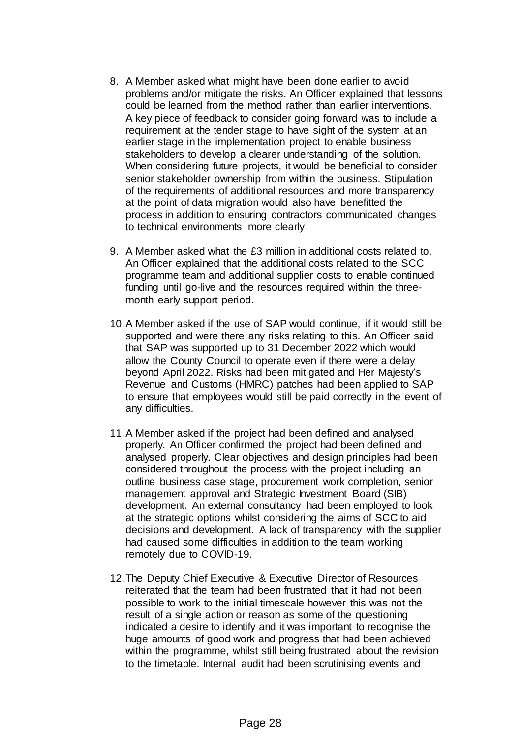8. A Member asked what might have been done earlier to avoid problems and/or mitigate the risks. An Officer explained that lessons could be learned from the method rather than earlier interventions. A key piece of feedback to consider going forward was to include a requirement at the tender stage to have sight of the system at an earlier stage in the implementation project to enable business stakeholders to develop a clearer understanding of the solution. When considering future projects, it would be beneficial to consider senior stakeholder ownership from within the business. Stipulation of the requirements of additional resources and more transparency at the point of data migration would also have benefitted the process in addition to ensuring contractors communicated changes to technical environments more clearly

9. A Member asked what the £3 million in additional costs related to. An Officer explained that the additional costs related to the SCC programme team and additional supplier costs to enable continued funding until go-live and the resources required within the three-month early support period.

10. A Member asked if the use of SAP would continue, if it would still be supported and were there any risks relating to this. An Officer said that SAP was supported up to 31 December 2022 which would allow the County Council to operate even if there were a delay beyond April 2022. Risks had been mitigated and Her Majesty's Revenue and Customs (HMRC) patches had been applied to SAP to ensure that employees would still be paid correctly in the event of any difficulties.

11. A Member asked if the project had been defined and analysed properly. An Officer confirmed the project had been defined and analysed properly. Clear objectives and design principles had been considered throughout the process with the project including an outline business case stage, procurement work completion, senior management approval and Strategic Investment Board (SIB) development. An external consultancy had been employed to look at the strategic options whilst considering the aims of SCC to aid decisions and development. A lack of transparency with the supplier had caused some difficulties in addition to the team working remotely due to COVID-19.

12. The Deputy Chief Executive & Executive Director of Resources reiterated that the team had been frustrated that it had not been possible to work to the initial timescale however this was not the result of a single action or reason as some of the questioning indicated a desire to identify and it was important to recognise the huge amounts of good work and progress that had been achieved within the programme, whilst still being frustrated about the revision to the timetable. Internal audit had been scrutinising events and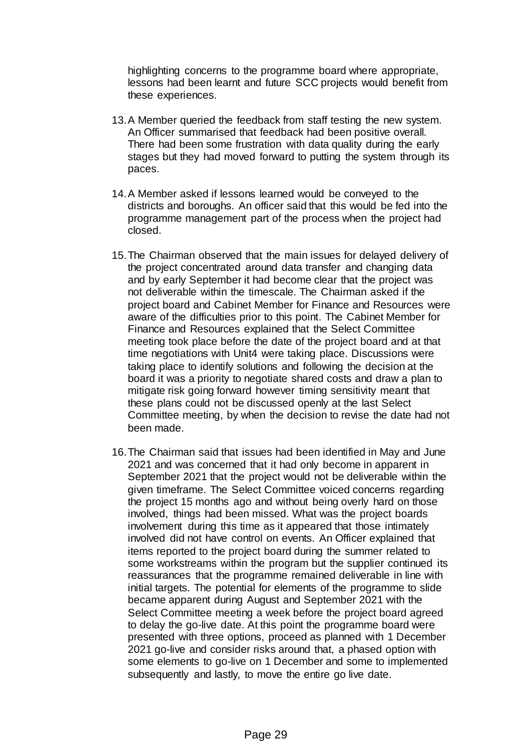highlighting concerns to the programme board where appropriate, lessons had been learnt and future SCC projects would benefit from these experiences.

13. A Member queried the feedback from staff testing the new system. An Officer summarised that feedback had been positive overall. There had been some frustration with data quality during the early stages but they had moved forward to putting the system through its paces.

14. A Member asked if lessons learned would be conveyed to the districts and boroughs. An officer said that this would be fed into the programme management part of the process when the project had closed.

15. The Chairman observed that the main issues for delayed delivery of the project concentrated around data transfer and changing data and by early September it had become clear that the project was not deliverable within the timescale. The Chairman asked if the project board and Cabinet Member for Finance and Resources were aware of the difficulties prior to this point. The Cabinet Member for Finance and Resources explained that the Select Committee meeting took place before the date of the project board and at that time negotiations with Unit4 were taking place. Discussions were taking place to identify solutions and following the decision at the board it was a priority to negotiate shared costs and draw a plan to mitigate risk going forward however timing sensitivity meant that these plans could not be discussed openly at the last Select Committee meeting, by when the decision to revise the date had not been made.

16. The Chairman said that issues had been identified in May and June 2021 and was concerned that it had only become in apparent in September 2021 that the project would not be deliverable within the given timeframe. The Select Committee voiced concerns regarding the project 15 months ago and without being overly hard on those involved, things had been missed. What was the project boards involvement during this time as it appeared that those intimately involved did not have control on events. An Officer explained that items reported to the project board during the summer related to some workstreams within the program but the supplier continued its reassurances that the programme remained deliverable in line with initial targets. The potential for elements of the programme to slide became apparent during August and September 2021 with the Select Committee meeting a week before the project board agreed to delay the go-live date. At this point the programme board were presented with three options, proceed as planned with 1 December 2021 go-live and consider risks around that, a phased option with some elements to go-live on 1 December and some to implemented subsequently and lastly, to move the entire go live date.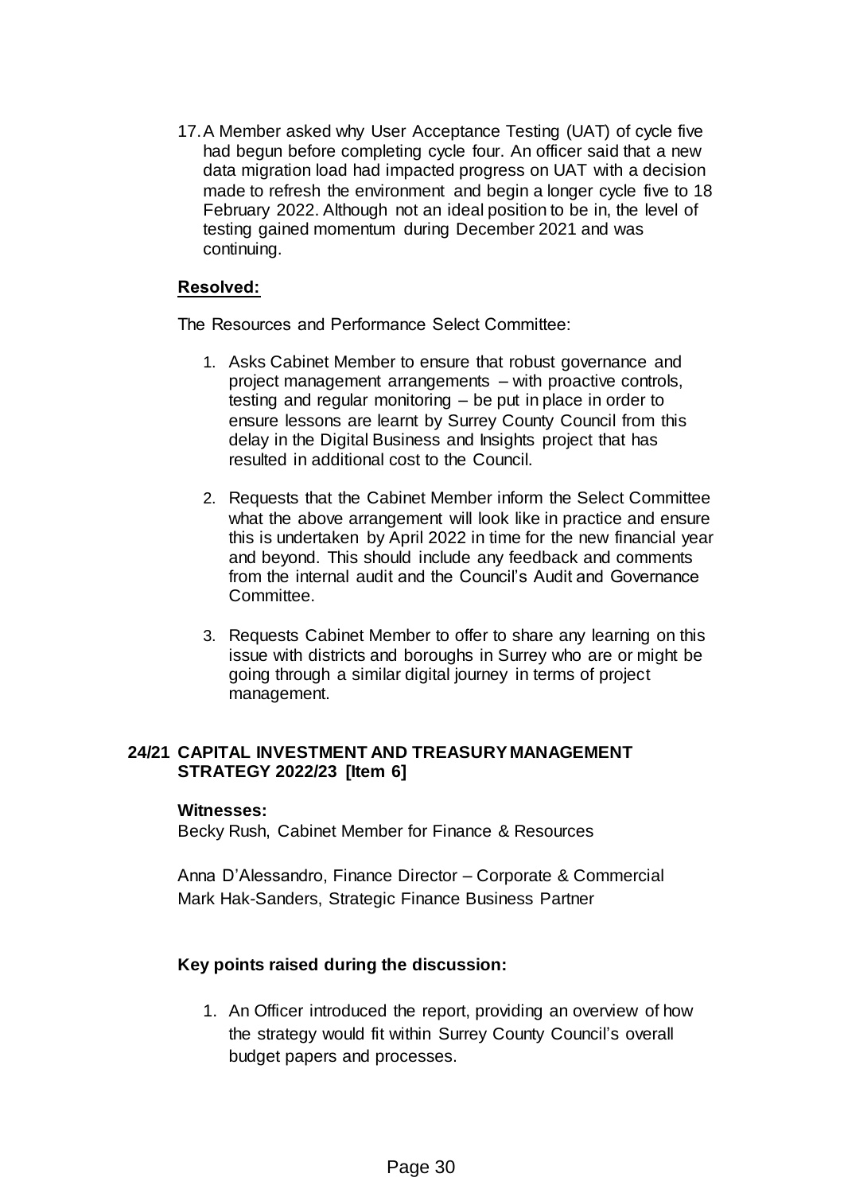17. A Member asked why User Acceptance Testing (UAT) of cycle five had begun before completing cycle four. An officer said that a new data migration load had impacted progress on UAT with a decision made to refresh the environment and begin a longer cycle five to 18 February 2022. Although not an ideal position to be in, the level of testing gained momentum during December 2021 and was continuing.

**Resolved:**

The Resources and Performance Select Committee:

1. Asks Cabinet Member to ensure that robust governance and project management arrangements – with proactive controls, testing and regular monitoring – be put in place in order to ensure lessons are learnt by Surrey County Council from this delay in the Digital Business and Insights project that has resulted in additional cost to the Council.

2. Requests that the Cabinet Member inform the Select Committee what the above arrangement will look like in practice and ensure this is undertaken by April 2022 in time for the new financial year and beyond. This should include any feedback and comments from the internal audit and the Council's Audit and Governance Committee.

3. Requests Cabinet Member to offer to share any learning on this issue with districts and boroughs in Surrey who are or might be going through a similar digital journey in terms of project management.

## 24/21 CAPITAL INVESTMENT AND TREASURY MANAGEMENT STRATEGY 2022/23 [Item 6]

**Witnesses:**

Becky Rush, Cabinet Member for Finance & Resources

Anna D'Alessandro, Finance Director – Corporate & Commercial
Mark Hak-Sanders, Strategic Finance Business Partner

**Key points raised during the discussion:**

1. An Officer introduced the report, providing an overview of how the strategy would fit within Surrey County Council's overall budget papers and processes.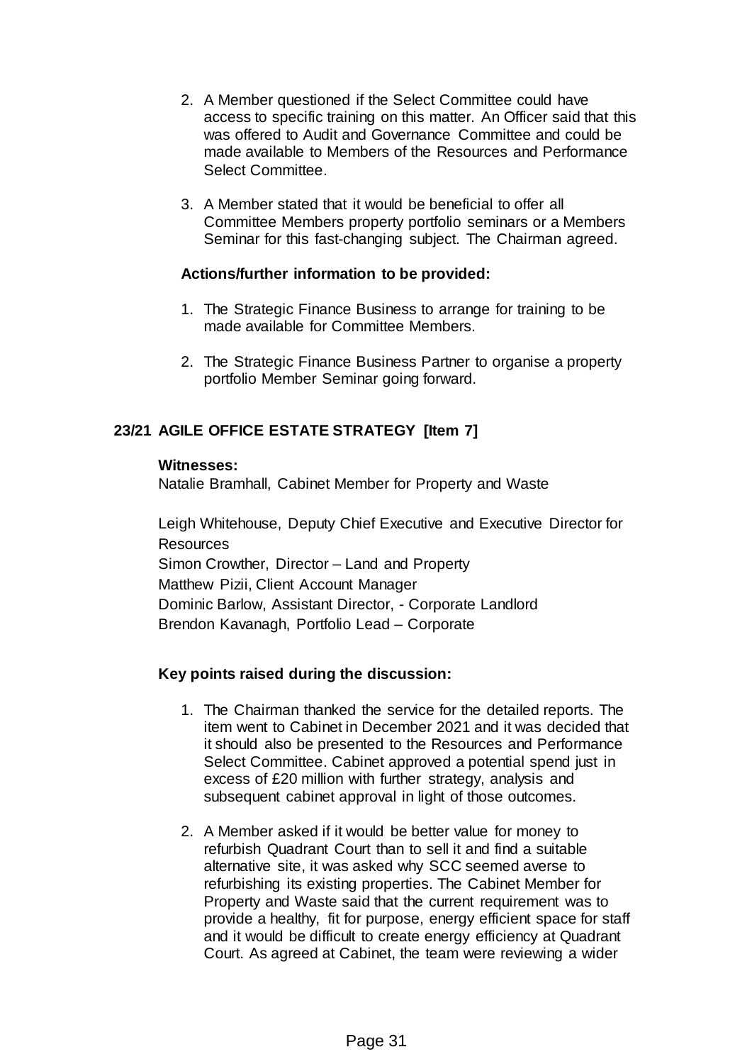2. A Member questioned if the Select Committee could have access to specific training on this matter. An Officer said that this was offered to Audit and Governance Committee and could be made available to Members of the Resources and Performance Select Committee.

3. A Member stated that it would be beneficial to offer all Committee Members property portfolio seminars or a Members Seminar for this fast-changing subject. The Chairman agreed.

**Actions/further information to be provided:**

1. The Strategic Finance Business to arrange for training to be made available for Committee Members.

2. The Strategic Finance Business Partner to organise a property portfolio Member Seminar going forward.

## 23/21 AGILE OFFICE ESTATE STRATEGY [Item 7]

**Witnesses:**

Natalie Bramhall, Cabinet Member for Property and Waste

Leigh Whitehouse, Deputy Chief Executive and Executive Director for Resources
Simon Crowther, Director – Land and Property
Matthew Pizii, Client Account Manager
Dominic Barlow, Assistant Director, - Corporate Landlord
Brendon Kavanagh, Portfolio Lead – Corporate

**Key points raised during the discussion:**

1. The Chairman thanked the service for the detailed reports. The item went to Cabinet in December 2021 and it was decided that it should also be presented to the Resources and Performance Select Committee. Cabinet approved a potential spend just in excess of £20 million with further strategy, analysis and subsequent cabinet approval in light of those outcomes.

2. A Member asked if it would be better value for money to refurbish Quadrant Court than to sell it and find a suitable alternative site, it was asked why SCC seemed averse to refurbishing its existing properties. The Cabinet Member for Property and Waste said that the current requirement was to provide a healthy, fit for purpose, energy efficient space for staff and it would be difficult to create energy efficiency at Quadrant Court. As agreed at Cabinet, the team were reviewing a wider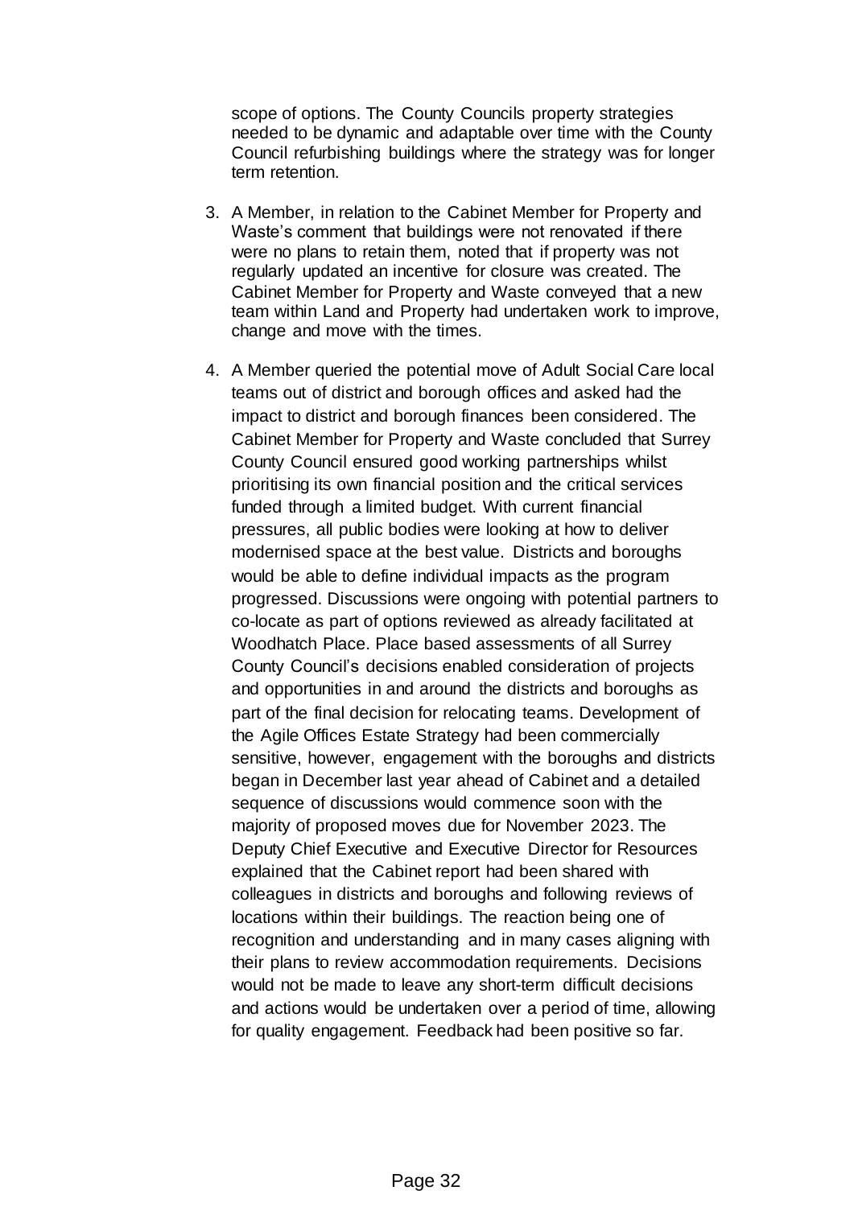scope of options. The County Councils property strategies needed to be dynamic and adaptable over time with the County Council refurbishing buildings where the strategy was for longer term retention.

3. A Member, in relation to the Cabinet Member for Property and Waste's comment that buildings were not renovated if there were no plans to retain them, noted that if property was not regularly updated an incentive for closure was created. The Cabinet Member for Property and Waste conveyed that a new team within Land and Property had undertaken work to improve, change and move with the times.

4. A Member queried the potential move of Adult Social Care local teams out of district and borough offices and asked had the impact to district and borough finances been considered. The Cabinet Member for Property and Waste concluded that Surrey County Council ensured good working partnerships whilst prioritising its own financial position and the critical services funded through a limited budget. With current financial pressures, all public bodies were looking at how to deliver modernised space at the best value. Districts and boroughs would be able to define individual impacts as the program progressed. Discussions were ongoing with potential partners to co-locate as part of options reviewed as already facilitated at Woodhatch Place. Place based assessments of all Surrey County Council's decisions enabled consideration of projects and opportunities in and around the districts and boroughs as part of the final decision for relocating teams. Development of the Agile Offices Estate Strategy had been commercially sensitive, however, engagement with the boroughs and districts began in December last year ahead of Cabinet and a detailed sequence of discussions would commence soon with the majority of proposed moves due for November 2023. The Deputy Chief Executive and Executive Director for Resources explained that the Cabinet report had been shared with colleagues in districts and boroughs and following reviews of locations within their buildings. The reaction being one of recognition and understanding and in many cases aligning with their plans to review accommodation requirements. Decisions would not be made to leave any short-term difficult decisions and actions would be undertaken over a period of time, allowing for quality engagement. Feedback had been positive so far.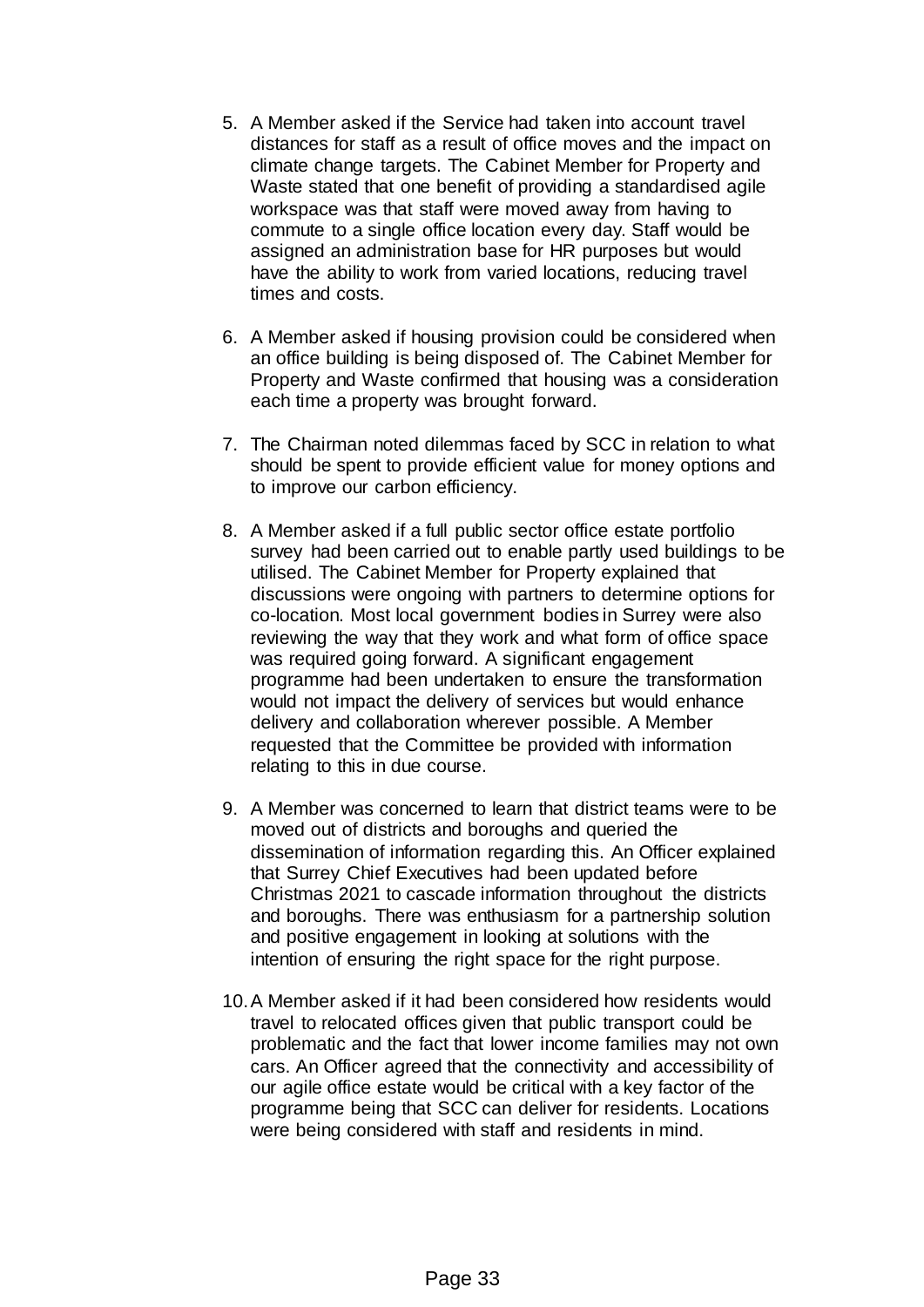5. A Member asked if the Service had taken into account travel distances for staff as a result of office moves and the impact on climate change targets. The Cabinet Member for Property and Waste stated that one benefit of providing a standardised agile workspace was that staff were moved away from having to commute to a single office location every day. Staff would be assigned an administration base for HR purposes but would have the ability to work from varied locations, reducing travel times and costs.

6. A Member asked if housing provision could be considered when an office building is being disposed of. The Cabinet Member for Property and Waste confirmed that housing was a consideration each time a property was brought forward.

7. The Chairman noted dilemmas faced by SCC in relation to what should be spent to provide efficient value for money options and to improve our carbon efficiency.

8. A Member asked if a full public sector office estate portfolio survey had been carried out to enable partly used buildings to be utilised. The Cabinet Member for Property explained that discussions were ongoing with partners to determine options for co-location. Most local government bodies in Surrey were also reviewing the way that they work and what form of office space was required going forward. A significant engagement programme had been undertaken to ensure the transformation would not impact the delivery of services but would enhance delivery and collaboration wherever possible. A Member requested that the Committee be provided with information relating to this in due course.

9. A Member was concerned to learn that district teams were to be moved out of districts and boroughs and queried the dissemination of information regarding this. An Officer explained that Surrey Chief Executives had been updated before Christmas 2021 to cascade information throughout the districts and boroughs. There was enthusiasm for a partnership solution and positive engagement in looking at solutions with the intention of ensuring the right space for the right purpose.

10. A Member asked if it had been considered how residents would travel to relocated offices given that public transport could be problematic and the fact that lower income families may not own cars. An Officer agreed that the connectivity and accessibility of our agile office estate would be critical with a key factor of the programme being that SCC can deliver for residents. Locations were being considered with staff and residents in mind.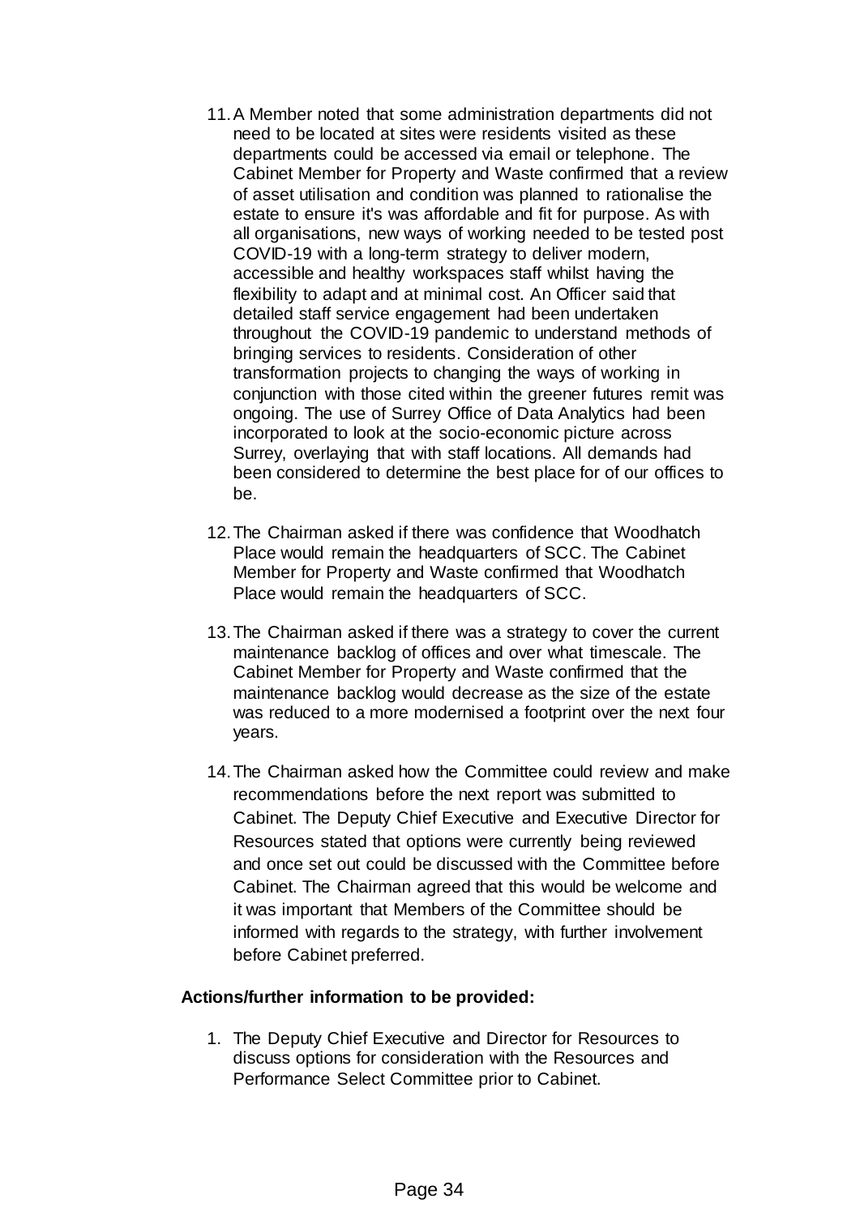11. A Member noted that some administration departments did not need to be located at sites were residents visited as these departments could be accessed via email or telephone. The Cabinet Member for Property and Waste confirmed that a review of asset utilisation and condition was planned to rationalise the estate to ensure it's was affordable and fit for purpose. As with all organisations, new ways of working needed to be tested post COVID-19 with a long-term strategy to deliver modern, accessible and healthy workspaces staff whilst having the flexibility to adapt and at minimal cost. An Officer said that detailed staff service engagement had been undertaken throughout the COVID-19 pandemic to understand methods of bringing services to residents. Consideration of other transformation projects to changing the ways of working in conjunction with those cited within the greener futures remit was ongoing. The use of Surrey Office of Data Analytics had been incorporated to look at the socio-economic picture across Surrey, overlaying that with staff locations. All demands had been considered to determine the best place for of our offices to be.

12. The Chairman asked if there was confidence that Woodhatch Place would remain the headquarters of SCC. The Cabinet Member for Property and Waste confirmed that Woodhatch Place would remain the headquarters of SCC.

13. The Chairman asked if there was a strategy to cover the current maintenance backlog of offices and over what timescale. The Cabinet Member for Property and Waste confirmed that the maintenance backlog would decrease as the size of the estate was reduced to a more modernised a footprint over the next four years.

14. The Chairman asked how the Committee could review and make recommendations before the next report was submitted to Cabinet. The Deputy Chief Executive and Executive Director for Resources stated that options were currently being reviewed and once set out could be discussed with the Committee before Cabinet. The Chairman agreed that this would be welcome and it was important that Members of the Committee should be informed with regards to the strategy, with further involvement before Cabinet preferred.

**Actions/further information to be provided:**

1. The Deputy Chief Executive and Director for Resources to discuss options for consideration with the Resources and Performance Select Committee prior to Cabinet.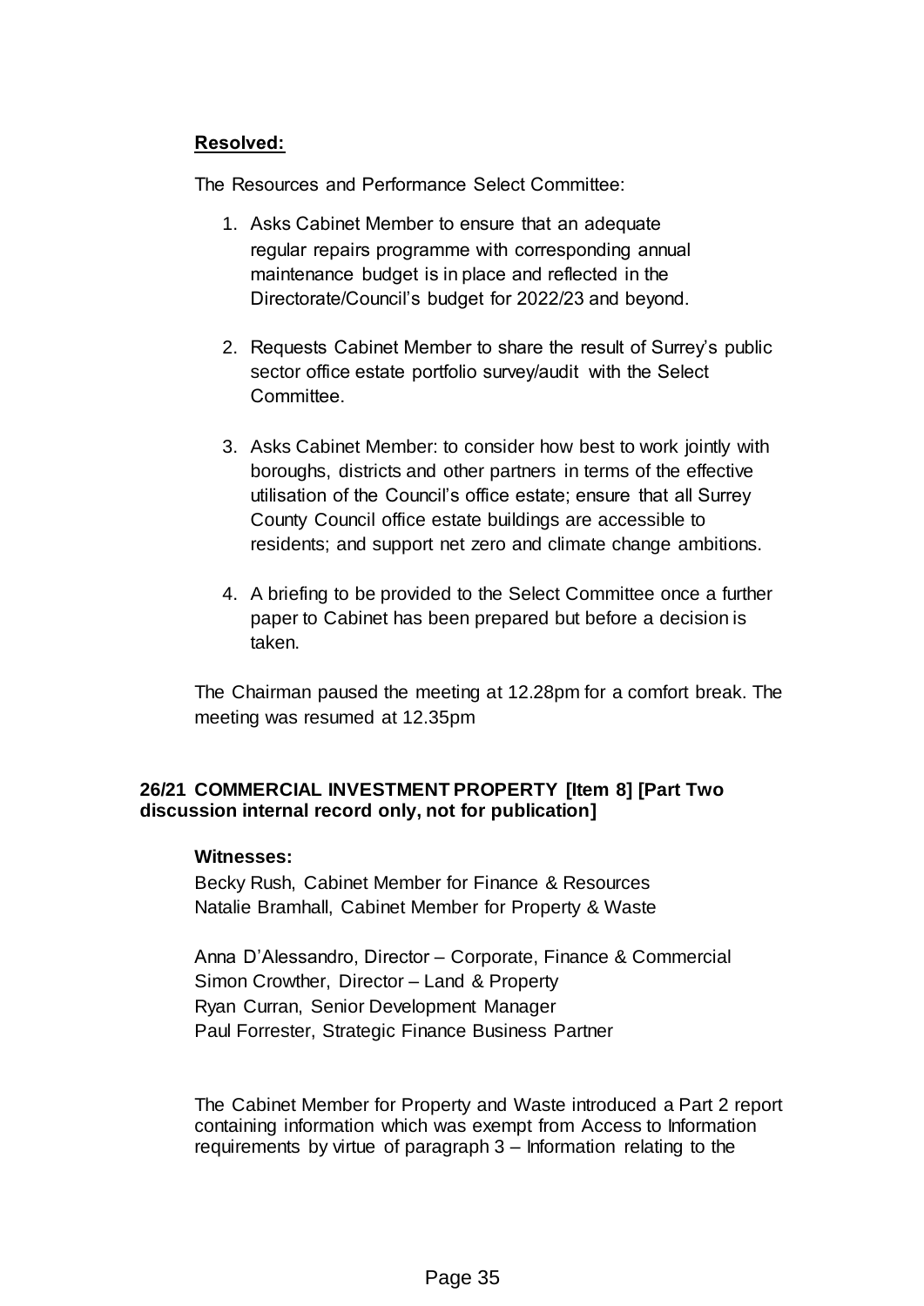**Resolved:**

The Resources and Performance Select Committee:

1. Asks Cabinet Member to ensure that an adequate regular repairs programme with corresponding annual maintenance budget is in place and reflected in the Directorate/Council's budget for 2022/23 and beyond.

2. Requests Cabinet Member to share the result of Surrey's public sector office estate portfolio survey/audit with the Select Committee.

3. Asks Cabinet Member: to consider how best to work jointly with boroughs, districts and other partners in terms of the effective utilisation of the Council's office estate; ensure that all Surrey County Council office estate buildings are accessible to residents; and support net zero and climate change ambitions.

4. A briefing to be provided to the Select Committee once a further paper to Cabinet has been prepared but before a decision is taken.

The Chairman paused the meeting at 12.28pm for a comfort break. The meeting was resumed at 12.35pm

**26/21 COMMERCIAL INVESTMENT PROPERTY [Item 8] [Part Two discussion internal record only, not for publication]**

**Witnesses:**

Becky Rush, Cabinet Member for Finance & Resources
Natalie Bramhall, Cabinet Member for Property & Waste

Anna D'Alessandro, Director – Corporate, Finance & Commercial
Simon Crowther, Director – Land & Property
Ryan Curran, Senior Development Manager
Paul Forrester, Strategic Finance Business Partner

The Cabinet Member for Property and Waste introduced a Part 2 report containing information which was exempt from Access to Information requirements by virtue of paragraph 3 – Information relating to the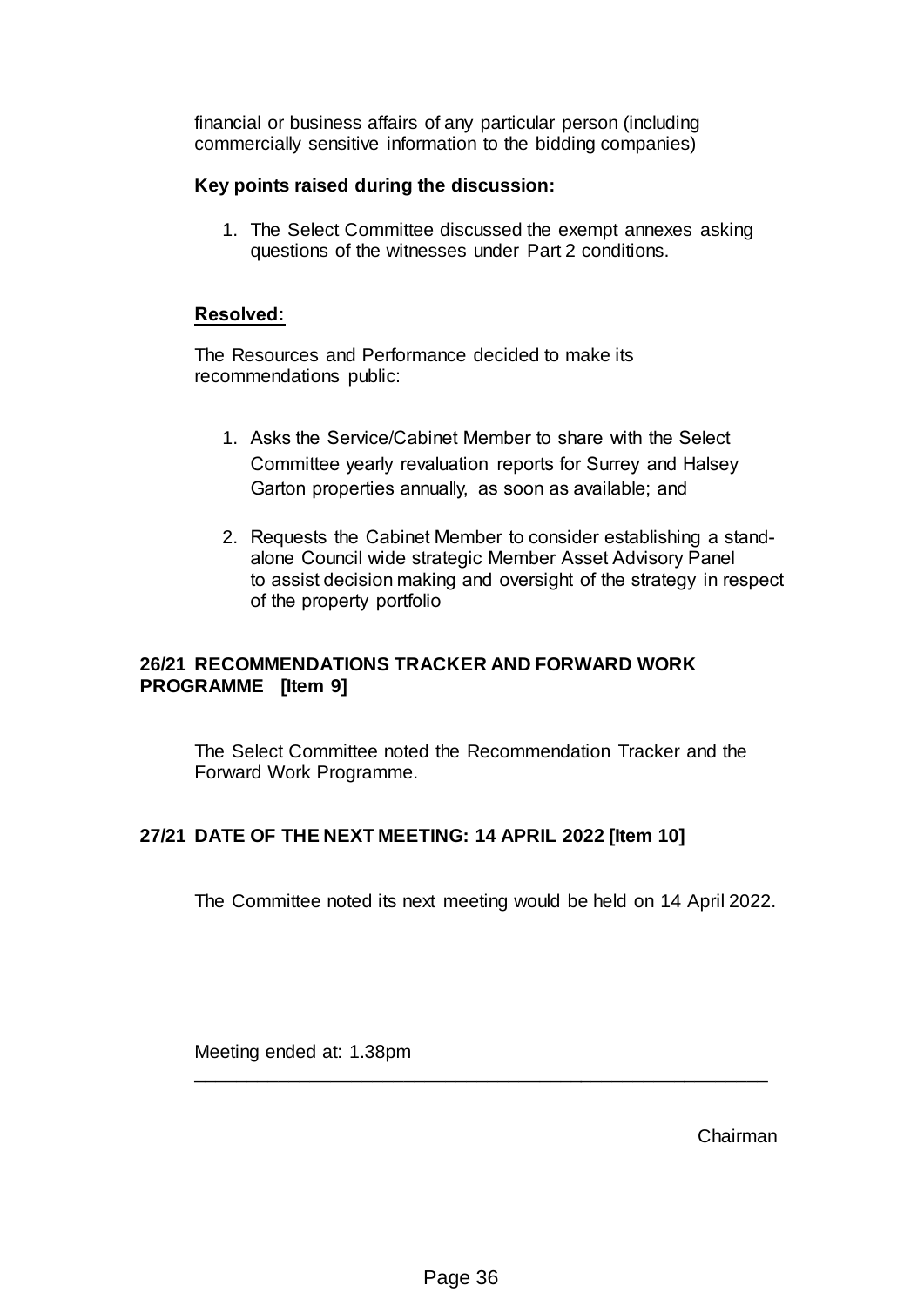financial or business affairs of any particular person (including commercially sensitive information to the bidding companies)

**Key points raised during the discussion:**

1. The Select Committee discussed the exempt annexes asking questions of the witnesses under Part 2 conditions.

**Resolved:**

The Resources and Performance decided to make its recommendations public:

1. Asks the Service/Cabinet Member to share with the Select Committee yearly revaluation reports for Surrey and Halsey Garton properties annually, as soon as available; and
2. Requests the Cabinet Member to consider establishing a stand-alone Council wide strategic Member Asset Advisory Panel to assist decision making and oversight of the strategy in respect of the property portfolio

## 26/21 RECOMMENDATIONS TRACKER AND FORWARD WORK PROGRAMME [Item 9]

The Select Committee noted the Recommendation Tracker and the Forward Work Programme.

## 27/21 DATE OF THE NEXT MEETING: 14 APRIL 2022 [Item 10]

The Committee noted its next meeting would be held on 14 April 2022.

Meeting ended at: 1.38pm

\_\_\_\_\_\_\_\_\_\_\_\_\_\_\_\_\_\_\_\_\_\_\_\_\_\_\_\_\_\_\_\_\_\_\_\_\_\_\_\_\_\_\_\_\_\_\_\_\_\_\_\_\_\_\_\_\_\_

Chairman